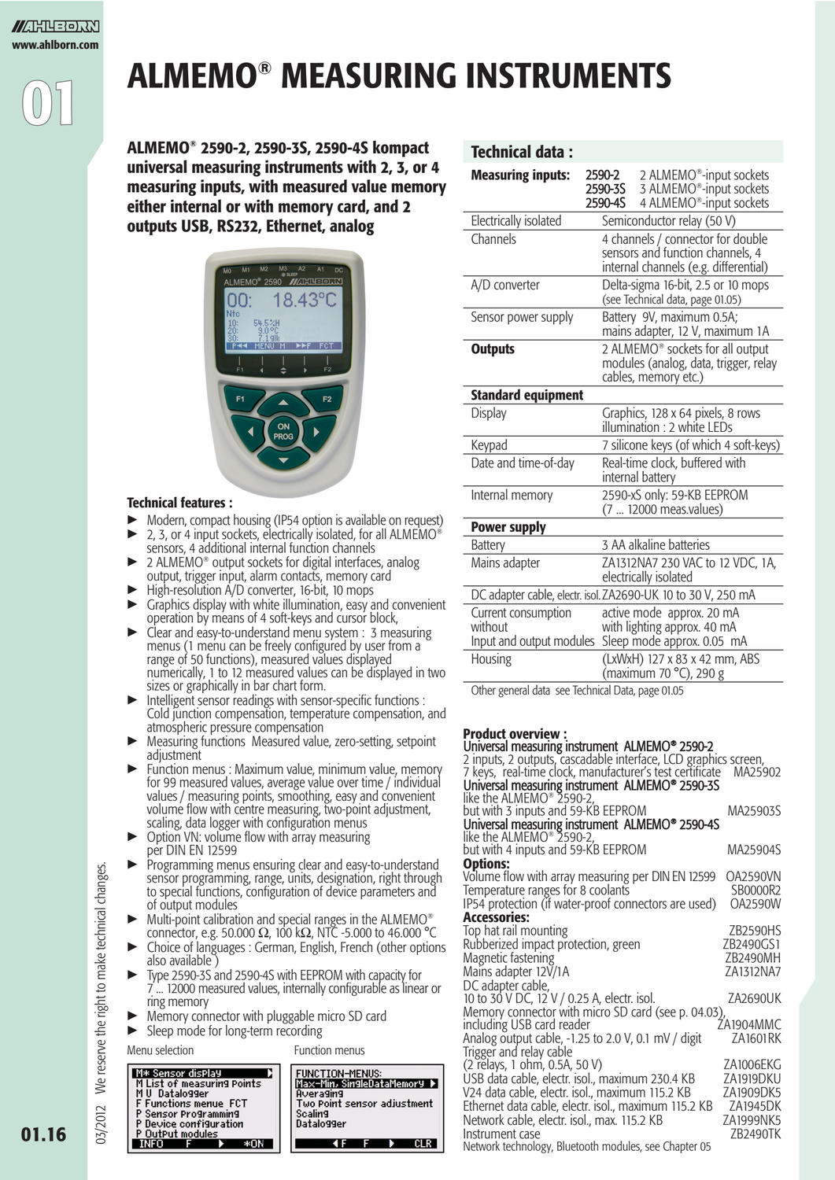# ALMEMO® MEASURING INSTRUMENTS

**ALMEMO® 2590-2, 2590-3S, 2590-4S kompact universal measuring instruments with 2, 3, or 4 measuring inputs, with measured value memory either internal or with memory card, and 2 outputs USB, RS232, Ethernet, analog**

### Technical features :

- Modern, compact housing (IP54 option is available on request)
- 2, 3, or 4 input sockets, electrically isolated, for all ALMEMO® sensors, 4 additional internal function channels
- 2 ALMEMO® output sockets for digital interfaces, analog output, trigger input, alarm contacts, memory card
- High-resolution A/D converter, 16-bit, 10 mops
- Graphics display with white illumination, easy and convenient operation by means of 4 soft-keys and cursor block,
- Clear and easy-to-understand menu system : 3 measuring menus (1 menu can be freely configured by user from a range of 50 functions), measured values displayed numerically, 1 to 12 measured values can be displayed in two sizes or graphically in bar chart form.
- Intelligent sensor readings with sensor-specific functions : Cold junction compensation, temperature compensation, and atmospheric pressure compensation
- Measuring functions Measured value, zero-setting, setpoint adjustment
- Function menus : Maximum value, minimum value, memory for 99 measured values, average value over time / individual values / measuring points, smoothing, easy and convenient volume flow with centre measuring, two-point adjustment, scaling, data logger with configuration menus
- Option VN: volume flow with array measuring per DIN EN 12599
- Programming menus ensuring clear and easy-to-understand sensor programming, range, units, designation, right through to special functions, configuration of device parameters and of output modules
- Multi-point calibration and special ranges in the ALMEMO® connector, e.g. 50.000 Ω, 100 kΩ, NTC -5.000 to 46.000 °C
- Choice of languages : German, English, French (other options also available )
- Type 2590-3S and 2590-4S with EEPROM with capacity for 7 ... 12000 measured values, internally configurable as linear or ring memory
- Memory connector with pluggable micro SD card
- Sleep mode for long-term recording

Menu selection

```
M* Sensor display
M List of measuring Points
M U Datalogger
F Functions menue FCT
P Sensor Programming
P Device configuration
P Output modules
INFO    F    ▶    *ON
```

Function menus

```
FUNCTION-MENUS:
Max-Min, SingleDataMemory ▶
Averaging
Two Point sensor adjustment
Scaling
Datalogger
◀  F  F  ▶  CLR
```

## Technical data :

| | |
|---|---|
| **Measuring inputs:** | 2590-2 2 ALMEMO®-input sockets<br>2590-3S 3 ALMEMO®-input sockets<br>2590-4S 4 ALMEMO®-input sockets |
| Electrically isolated | Semiconductor relay (50 V) |
| Channels | 4 channels / connector for double sensors and function channels, 4 internal channels (e.g. differential) |
| A/D converter | Delta-sigma 16-bit, 2.5 or 10 mops (see Technical data, page 01.05) |
| Sensor power supply | Battery 9V, maximum 0.5A; mains adapter, 12 V, maximum 1A |
| **Outputs** | 2 ALMEMO® sockets for all output modules (analog, data, trigger, relay cables, memory etc.) |
| **Standard equipment** | |
| Display | Graphics, 128 x 64 pixels, 8 rows illumination : 2 white LEDs |
| Keypad | 7 silicone keys (of which 4 soft-keys) |
| Date and time-of-day | Real-time clock, buffered with internal battery |
| Internal memory | 2590-xS only: 59-KB EEPROM (7 ... 12000 meas.values) |
| **Power supply** | |
| Battery | 3 AA alkaline batteries |
| Mains adapter | ZA1312NA7 230 VAC to 12 VDC, 1A, electrically isolated |
| DC adapter cable, electr. isol. | ZA2690-UK 10 to 30 V, 250 mA |
| Current consumption without Input and output modules | active mode approx. 20 mA<br>with lighting approx. 40 mA<br>Sleep mode approx. 0.05 mA |
| Housing | (LxWxH) 127 x 83 x 42 mm, ABS (maximum 70 °C), 290 g |

Other general data see Technical Data, page 01.05

## Product overview :

**Universal measuring instrument ALMEMO® 2590-2**
2 inputs, 2 outputs, cascadable interface, LCD graphics screen, 7 keys, real-time clock, manufacturer's test certificate MA25902

**Universal measuring instrument ALMEMO® 2590-3S**
like the ALMEMO® 2590-2,
but with 3 inputs and 59-KB EEPROM MA25903S

**Universal measuring instrument ALMEMO® 2590-4S**
like the ALMEMO® 2590-2,
but with 4 inputs and 59-KB EEPROM MA25904S

**Options:**

| | |
|---|---|
| Volume flow with array measuring per DIN EN 12599 | OA2590VN |
| Temperature ranges for 8 coolants | SB0000R2 |
| IP54 protection (if water-proof connectors are used) | OA2590W |

**Accessories:**

| | |
|---|---|
| Top hat rail mounting | ZB2590HS |
| Rubberized impact protection, green | ZB2490GS1 |
| Magnetic fastening | ZB2490MH |
| Mains adapter 12V/1A | ZA1312NA7 |
| DC adapter cable, 10 to 30 V DC, 12 V / 0.25 A, electr. isol. | ZA2690UK |
| Memory connector with micro SD card (see p. 04.03), including USB card reader | ZA1904MMC |
| Analog output cable, -1.25 to 2.0 V, 0.1 mV / digit | ZA1601RK |
| Trigger and relay cable (2 relays, 1 ohm, 0.5A, 50 V) | ZA1006EKG |
| USB data cable, electr. isol., maximum 230.4 KB | ZA1919DKU |
| V24 data cable, electr. isol., maximum 115.2 KB | ZA1909DK5 |
| Ethernet data cable, electr. isol., maximum 115.2 KB | ZA1945DK |
| Network cable, electr. isol., max. 115.2 KB | ZA1999NK5 |
| Instrument case | ZB2490TK |

Network technology, Bluetooth modules, see Chapter 05

03/2012 We reserve the right to make technical changes.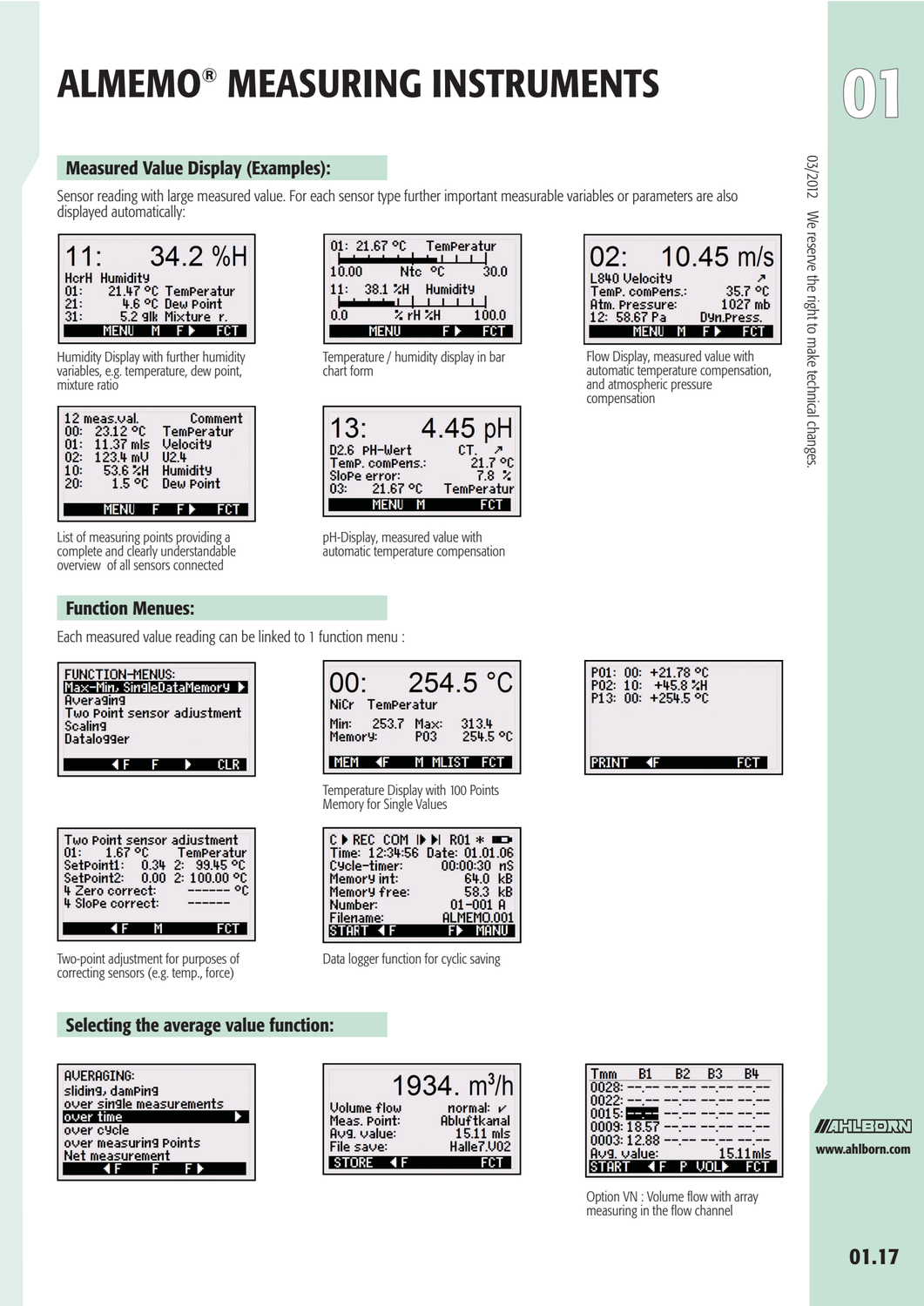# ALMEMO® MEASURING INSTRUMENTS

## Measured Value Display (Examples):

Sensor reading with large measured value. For each sensor type further important measurable variables or parameters are also displayed automatically:

```
11:      34.2 %H
HcrH  Humidity
01:    21.47 °C  TemPeratur
21:      4.6 °C  Dew Point
31:      5.2 g/k  Mixture r.
   MENU   M   F ▶   FCT
```

Humidity Display with further humidity variables, e.g. temperature, dew point, mixture ratio

```
01: 21.67 °C    TemPeratur
10.00      Ntc °C       30.0
11:  38.1 %H    Humidity
0.0       % rH %H      100.0
   MENU          F ▶    FCT
```

Temperature / humidity display in bar chart form

```
02:    10.45 m/s
L840 Velocity          ↗
TemP. comPens.:     35.7 °C
Atm. Pressure:     1027 mb
12: 58.67 Pa     Dyn.Press.
   MENU   M   F ▶   FCT
```

Flow Display, measured value with automatic temperature compensation, and atmospheric pressure compensation

```
12 meas.val.        Comment
00:  23.12 °C   TemPeratur
01:  11.37 m/s  Velocity
02:  123.4 mV   U2.4
10:   53.6 %H   Humidity
20:    1.5 °C   Dew Point
   MENU   F   F ▶   FCT
```

List of measuring points providing a complete and clearly understandable overview of all sensors connected

```
13:      4.45 pH
D2.6  PH-Wert       CT.  ↗
TemP. comPens.:     21.7 °C
SloPe error:         7.8 %
03:    21.67 °C   TemPeratur
   MENU   M         FCT
```

pH-Display, measured value with automatic temperature compensation

## Function Menues:

Each measured value reading can be linked to 1 function menu :

```
FUNCTION-MENUS:
Max-Min, SingleDataMemory ▶
Averaging
Two Point sensor adjustment
Scaling
Datalogger
   ◀F    F    ▶    CLR
```

```
00:     254.5 °C
NiCr   TemPeratur
Min:    253.7   Max:    313.4
Memory:          P03    254.5 °C
MEM   ◀F    M MLIST   FCT
```

Temperature Display with 100 Points Memory for Single Values

```
P01:  00:  +21.78 °C
P02:  10:   +45.8 %H
P13:  00:  +254.5 °C

PRINT   ◀F             FCT
```

```
Two Point sensor adjustment
01:    1.67 °C      TemPeratur
SetPoint1:   0.34  2:  99.45 °C
SetPoint2:   0.00  2: 100.00 °C
4 Zero correct:      ------ °C
4 SloPe correct:     ------
   ◀F    M          FCT
```

Two-point adjustment for purposes of correcting sensors (e.g. temp., force)

```
C ▶ REC  COM  I▶ ▶I  R01 *
Time: 12:34:56  Date: 01.01.06
Cycle-timer:        00:00:30  nS
Memory int:            64.0  kB
Memory free:           58.3  kB
Number:              01-001  A
Filename:          ALMEMO.001
START  ◀F          F▶   MANU
```

Data logger function for cyclic saving

## Selecting the average value function:

```
AVERAGING:
sliding, damPing
over single measurements
over time                 ▶
over cycle
over measuring Points
Net measurement
    ◀F      F      F▶
```

```
        1934. m³/h
Volume flow         normal: ✓
Meas. Point:       Abluftkanal
Avg. value:          15.11 m/s
File save:          Halle7.V02
STORE   ◀F               FCT
```

```
Tmm     B1     B2    B3    B4
0028: --.--  --.--  --.--  --.--
0022: --.--  --.--  --.--  --.--
0015: --.--  --.--  --.--  --.--
0009: 18.57  --.--  --.--  --.--
0003: 12.88  --.--  --.--  --.--
Avg. value:           15.11 m/s
START   ◀F   P  VOL▶    FCT
```

Option VN : Volume flow with array measuring in the flow channel

03/2012 We reserve the right to make technical changes.

AHLBORN

www.ahlborn.com